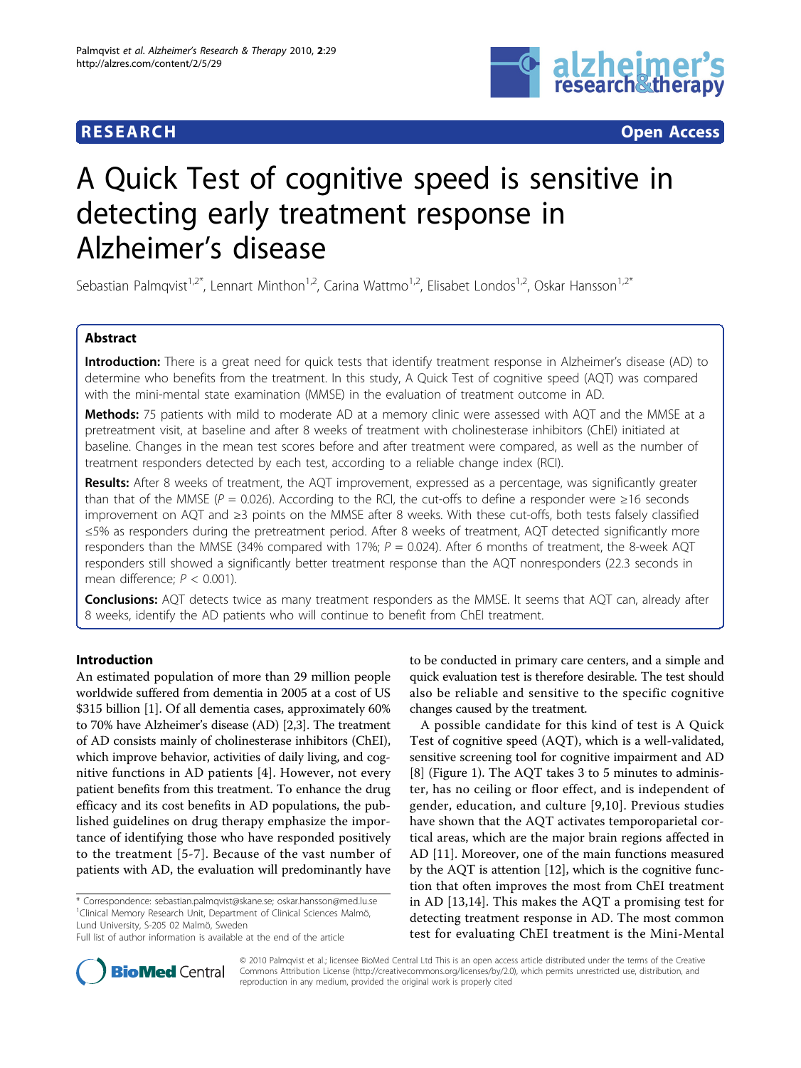**RESEARCH** **Open Access**

# A Quick Test of cognitive speed is sensitive in detecting early treatment response in Alzheimer's disease

Sebastian Palmqvist[1,2*], Lennart Minthon[1,2], Carina Wattmo[1,2], Elisabet Londos[1,2], Oskar Hansson[1,2*]

## Abstract

**Introduction:** There is a great need for quick tests that identify treatment response in Alzheimer's disease (AD) to determine who benefits from the treatment. In this study, A Quick Test of cognitive speed (AQT) was compared with the mini-mental state examination (MMSE) in the evaluation of treatment outcome in AD.

**Methods:** 75 patients with mild to moderate AD at a memory clinic were assessed with AQT and the MMSE at a pretreatment visit, at baseline and after 8 weeks of treatment with cholinesterase inhibitors (ChEI) initiated at baseline. Changes in the mean test scores before and after treatment were compared, as well as the number of treatment responders detected by each test, according to a reliable change index (RCI).

**Results:** After 8 weeks of treatment, the AQT improvement, expressed as a percentage, was significantly greater than that of the MMSE ($P = 0.026$). According to the RCI, the cut-offs to define a responder were ≥16 seconds improvement on AQT and ≥3 points on the MMSE after 8 weeks. With these cut-offs, both tests falsely classified ≤5% as responders during the pretreatment period. After 8 weeks of treatment, AQT detected significantly more responders than the MMSE (34% compared with 17%; $P = 0.024$). After 6 months of treatment, the 8-week AQT responders still showed a significantly better treatment response than the AQT nonresponders (22.3 seconds in mean difference; $P < 0.001$).

**Conclusions:** AQT detects twice as many treatment responders as the MMSE. It seems that AQT can, already after 8 weeks, identify the AD patients who will continue to benefit from ChEI treatment.

## Introduction

An estimated population of more than 29 million people worldwide suffered from dementia in 2005 at a cost of US $315 billion [1]. Of all dementia cases, approximately 60% to 70% have Alzheimer's disease (AD) [2,3]. The treatment of AD consists mainly of cholinesterase inhibitors (ChEI), which improve behavior, activities of daily living, and cognitive functions in AD patients [4]. However, not every patient benefits from this treatment. To enhance the drug efficacy and its cost benefits in AD populations, the published guidelines on drug therapy emphasize the importance of identifying those who have responded positively to the treatment [5-7]. Because of the vast number of patients with AD, the evaluation will predominantly have to be conducted in primary care centers, and a simple and quick evaluation test is therefore desirable. The test should also be reliable and sensitive to the specific cognitive changes caused by the treatment.

A possible candidate for this kind of test is A Quick Test of cognitive speed (AQT), which is a well-validated, sensitive screening tool for cognitive impairment and AD [8] (Figure 1). The AQT takes 3 to 5 minutes to administer, has no ceiling or floor effect, and is independent of gender, education, and culture [9,10]. Previous studies have shown that the AQT activates temporoparietal cortical areas, which are the major brain regions affected in AD [11]. Moreover, one of the main functions measured by the AQT is attention [12], which is the cognitive function that often improves the most from ChEI treatment in AD [13,14]. This makes the AQT a promising test for detecting treatment response in AD. The most common test for evaluating ChEI treatment is the Mini-Mental

\* Correspondence: sebastian.palmqvist@skane.se; oskar.hansson@med.lu.se
[1]Clinical Memory Research Unit, Department of Clinical Sciences Malmö, Lund University, S-205 02 Malmö, Sweden
Full list of author information is available at the end of the article

© 2010 Palmqvist et al.; licensee BioMed Central Ltd This is an open access article distributed under the terms of the Creative Commons Attribution License (http://creativecommons.org/licenses/by/2.0), which permits unrestricted use, distribution, and reproduction in any medium, provided the original work is properly cited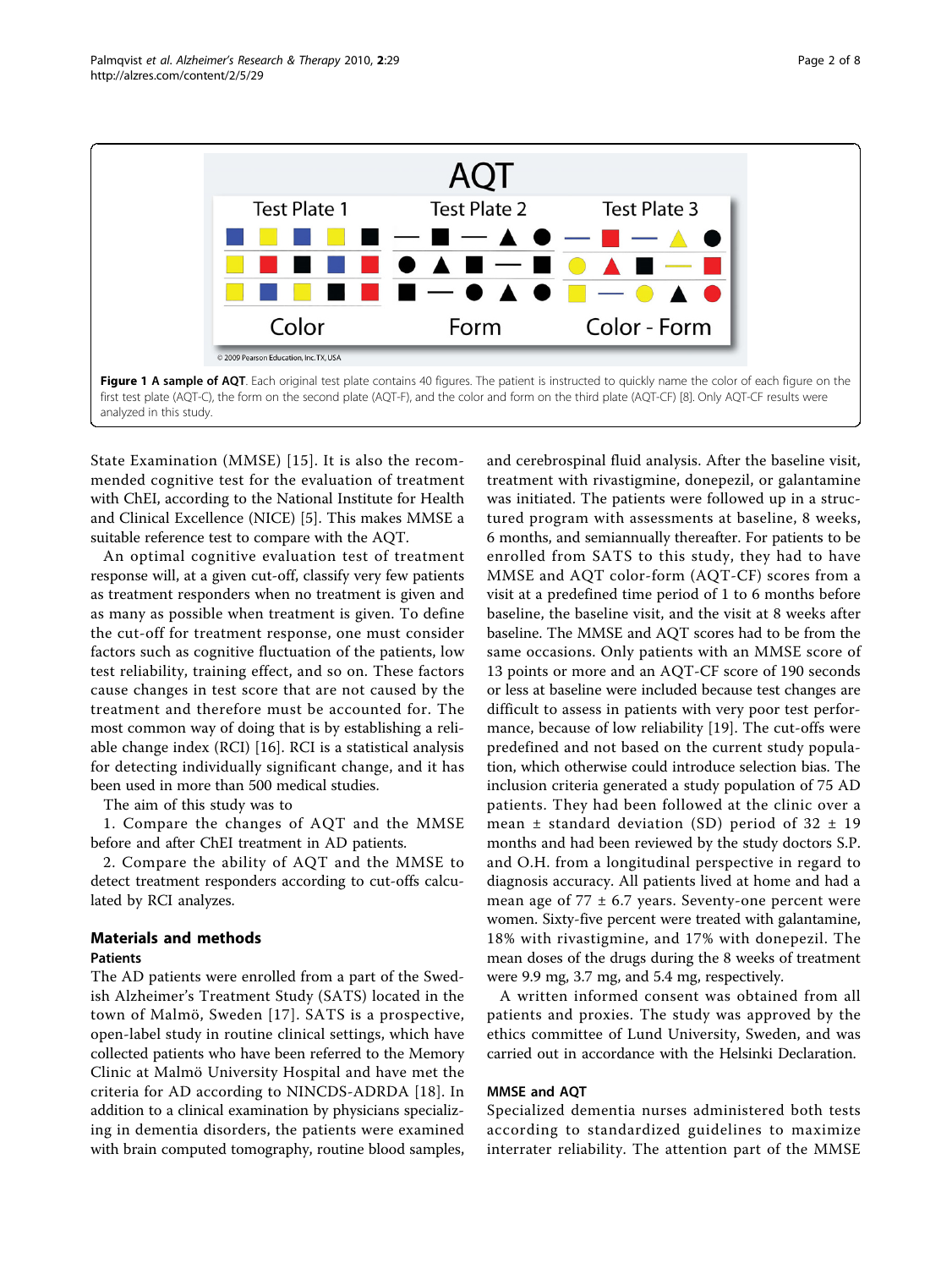**Figure 1 A sample of AQT**. Each original test plate contains 40 figures. The patient is instructed to quickly name the color of each figure on the first test plate (AQT-C), the form on the second plate (AQT-F), and the color and form on the third plate (AQT-CF) [8]. Only AQT-CF results were analyzed in this study.

State Examination (MMSE) [15]. It is also the recommended cognitive test for the evaluation of treatment with ChEI, according to the National Institute for Health and Clinical Excellence (NICE) [5]. This makes MMSE a suitable reference test to compare with the AQT.

An optimal cognitive evaluation test of treatment response will, at a given cut-off, classify very few patients as treatment responders when no treatment is given and as many as possible when treatment is given. To define the cut-off for treatment response, one must consider factors such as cognitive fluctuation of the patients, low test reliability, training effect, and so on. These factors cause changes in test score that are not caused by the treatment and therefore must be accounted for. The most common way of doing that is by establishing a reliable change index (RCI) [16]. RCI is a statistical analysis for detecting individually significant change, and it has been used in more than 500 medical studies.

The aim of this study was to

1. Compare the changes of AQT and the MMSE before and after ChEI treatment in AD patients.
2. Compare the ability of AQT and the MMSE to detect treatment responders according to cut-offs calculated by RCI analyzes.

## Materials and methods

### Patients

The AD patients were enrolled from a part of the Swedish Alzheimer's Treatment Study (SATS) located in the town of Malmö, Sweden [17]. SATS is a prospective, open-label study in routine clinical settings, which have collected patients who have been referred to the Memory Clinic at Malmö University Hospital and have met the criteria for AD according to NINCDS-ADRDA [18]. In addition to a clinical examination by physicians specializing in dementia disorders, the patients were examined with brain computed tomography, routine blood samples, and cerebrospinal fluid analysis. After the baseline visit, treatment with rivastigmine, donepezil, or galantamine was initiated. The patients were followed up in a structured program with assessments at baseline, 8 weeks, 6 months, and semiannually thereafter. For patients to be enrolled from SATS to this study, they had to have MMSE and AQT color-form (AQT-CF) scores from a visit at a predefined time period of 1 to 6 months before baseline, the baseline visit, and the visit at 8 weeks after baseline. The MMSE and AQT scores had to be from the same occasions. Only patients with an MMSE score of 13 points or more and an AQT-CF score of 190 seconds or less at baseline were included because test changes are difficult to assess in patients with very poor test performance, because of low reliability [19]. The cut-offs were predefined and not based on the current study population, which otherwise could introduce selection bias. The inclusion criteria generated a study population of 75 AD patients. They had been followed at the clinic over a mean ± standard deviation (SD) period of 32 ± 19 months and had been reviewed by the study doctors S.P. and O.H. from a longitudinal perspective in regard to diagnosis accuracy. All patients lived at home and had a mean age of 77 ± 6.7 years. Seventy-one percent were women. Sixty-five percent were treated with galantamine, 18% with rivastigmine, and 17% with donepezil. The mean doses of the drugs during the 8 weeks of treatment were 9.9 mg, 3.7 mg, and 5.4 mg, respectively.

A written informed consent was obtained from all patients and proxies. The study was approved by the ethics committee of Lund University, Sweden, and was carried out in accordance with the Helsinki Declaration.

### MMSE and AQT

Specialized dementia nurses administered both tests according to standardized guidelines to maximize interrater reliability. The attention part of the MMSE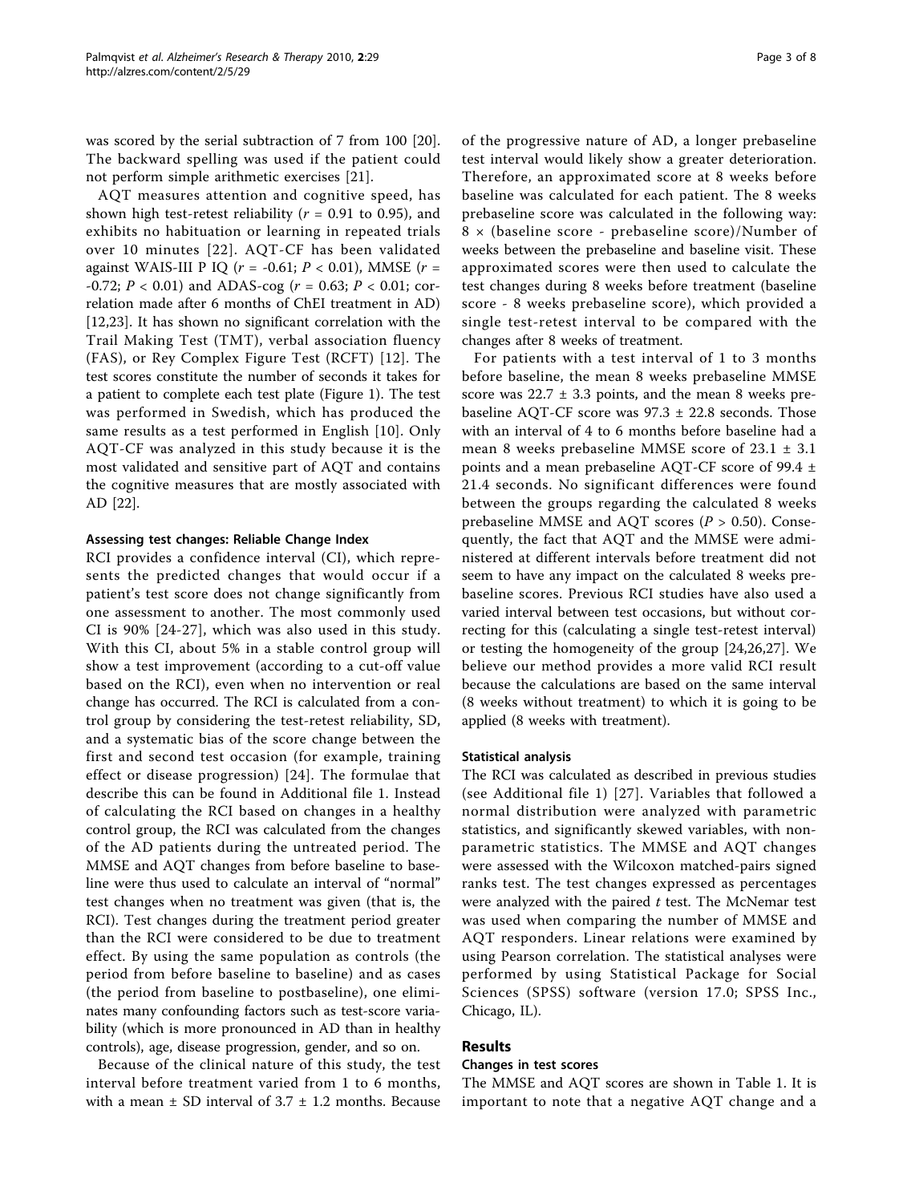was scored by the serial subtraction of 7 from 100 [20]. The backward spelling was used if the patient could not perform simple arithmetic exercises [21].

AQT measures attention and cognitive speed, has shown high test-retest reliability ($r$ = 0.91 to 0.95), and exhibits no habituation or learning in repeated trials over 10 minutes [22]. AQT-CF has been validated against WAIS-III P IQ ($r$ = -0.61; $P < 0.01$), MMSE ($r$ = -0.72; $P < 0.01$) and ADAS-cog ($r$ = 0.63; $P < 0.01$; correlation made after 6 months of ChEI treatment in AD) [12,23]. It has shown no significant correlation with the Trail Making Test (TMT), verbal association fluency (FAS), or Rey Complex Figure Test (RCFT) [12]. The test scores constitute the number of seconds it takes for a patient to complete each test plate (Figure 1). The test was performed in Swedish, which has produced the same results as a test performed in English [10]. Only AQT-CF was analyzed in this study because it is the most validated and sensitive part of AQT and contains the cognitive measures that are mostly associated with AD [22].

#### Assessing test changes: Reliable Change Index

RCI provides a confidence interval (CI), which represents the predicted changes that would occur if a patient's test score does not change significantly from one assessment to another. The most commonly used CI is 90% [24-27], which was also used in this study. With this CI, about 5% in a stable control group will show a test improvement (according to a cut-off value based on the RCI), even when no intervention or real change has occurred. The RCI is calculated from a control group by considering the test-retest reliability, SD, and a systematic bias of the score change between the first and second test occasion (for example, training effect or disease progression) [24]. The formulae that describe this can be found in Additional file 1. Instead of calculating the RCI based on changes in a healthy control group, the RCI was calculated from the changes of the AD patients during the untreated period. The MMSE and AQT changes from before baseline to baseline were thus used to calculate an interval of "normal" test changes when no treatment was given (that is, the RCI). Test changes during the treatment period greater than the RCI were considered to be due to treatment effect. By using the same population as controls (the period from before baseline to baseline) and as cases (the period from baseline to postbaseline), one eliminates many confounding factors such as test-score variability (which is more pronounced in AD than in healthy controls), age, disease progression, gender, and so on.

Because of the clinical nature of this study, the test interval before treatment varied from 1 to 6 months, with a mean ± SD interval of 3.7 ± 1.2 months. Because of the progressive nature of AD, a longer prebaseline test interval would likely show a greater deterioration. Therefore, an approximated score at 8 weeks before baseline was calculated for each patient. The 8 weeks prebaseline score was calculated in the following way: 8 × (baseline score - prebaseline score)/Number of weeks between the prebaseline and baseline visit. These approximated scores were then used to calculate the test changes during 8 weeks before treatment (baseline score - 8 weeks prebaseline score), which provided a single test-retest interval to be compared with the changes after 8 weeks of treatment.

For patients with a test interval of 1 to 3 months before baseline, the mean 8 weeks prebaseline MMSE score was 22.7 ± 3.3 points, and the mean 8 weeks prebaseline AQT-CF score was 97.3 ± 22.8 seconds. Those with an interval of 4 to 6 months before baseline had a mean 8 weeks prebaseline MMSE score of 23.1 ± 3.1 points and a mean prebaseline AQT-CF score of 99.4 ± 21.4 seconds. No significant differences were found between the groups regarding the calculated 8 weeks prebaseline MMSE and AQT scores ($P > 0.50$). Consequently, the fact that AQT and the MMSE were administered at different intervals before treatment did not seem to have any impact on the calculated 8 weeks prebaseline scores. Previous RCI studies have also used a varied interval between test occasions, but without correcting for this (calculating a single test-retest interval) or testing the homogeneity of the group [24,26,27]. We believe our method provides a more valid RCI result because the calculations are based on the same interval (8 weeks without treatment) to which it is going to be applied (8 weeks with treatment).

#### Statistical analysis

The RCI was calculated as described in previous studies (see Additional file 1) [27]. Variables that followed a normal distribution were analyzed with parametric statistics, and significantly skewed variables, with nonparametric statistics. The MMSE and AQT changes were assessed with the Wilcoxon matched-pairs signed ranks test. The test changes expressed as percentages were analyzed with the paired $t$ test. The McNemar test was used when comparing the number of MMSE and AQT responders. Linear relations were examined by using Pearson correlation. The statistical analyses were performed by using Statistical Package for Social Sciences (SPSS) software (version 17.0; SPSS Inc., Chicago, IL).

## Results

#### Changes in test scores

The MMSE and AQT scores are shown in Table 1. It is important to note that a negative AQT change and a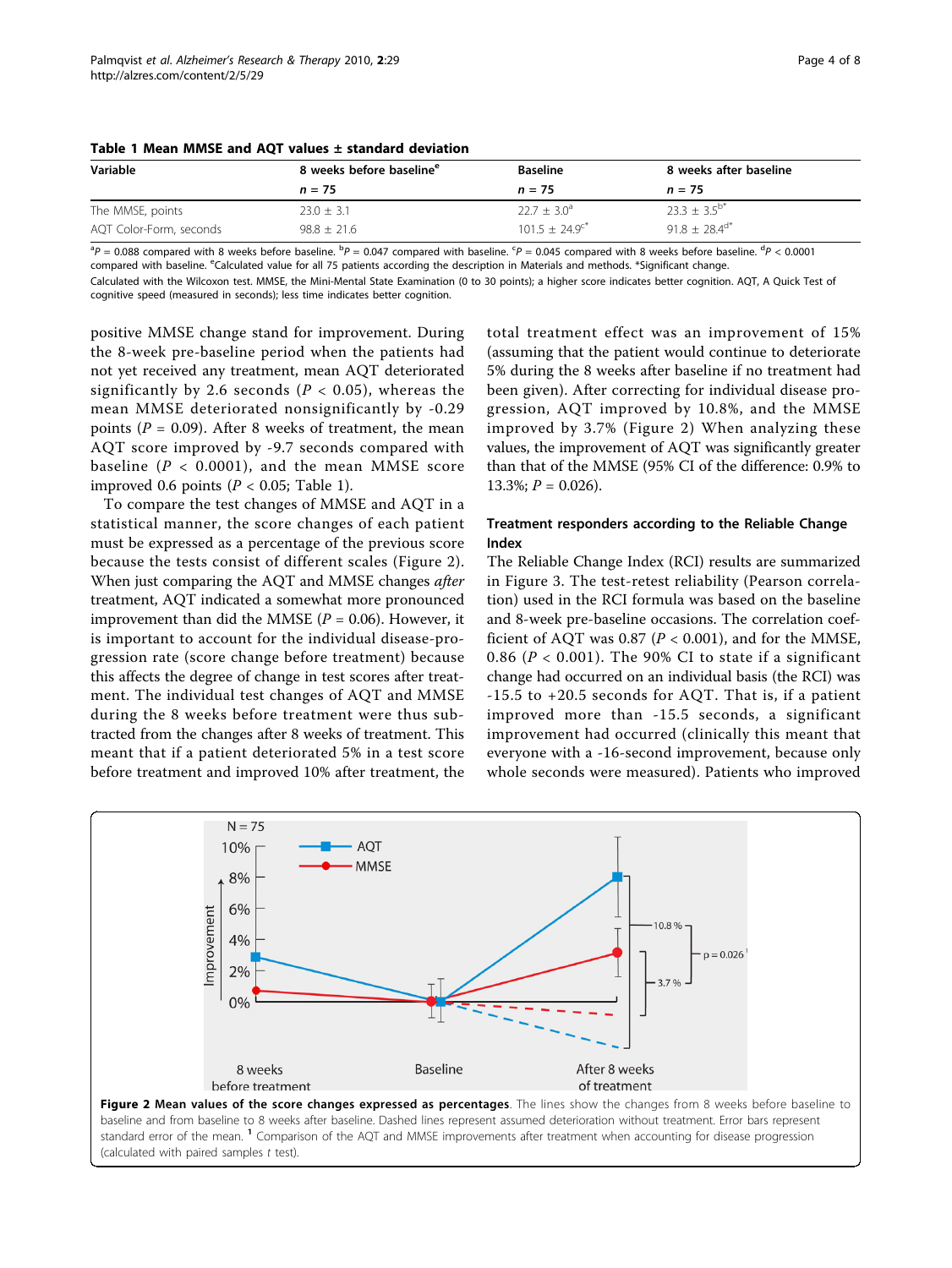**Table 1 Mean MMSE and AQT values ± standard deviation**

| Variable | 8 weeks before baseline[e] | Baseline | 8 weeks after baseline |
|---|---|---|---|
| | $n = 75$ | $n = 75$ | $n = 75$ |
| The MMSE, points | 23.0 ± 3.1 | 22.7 ± 3.0[a] | 23.3 ± 3.5[b*] |
| AQT Color-Form, seconds | 98.8 ± 21.6 | 101.5 ± 24.9[c*] | 91.8 ± 28.4[d*] |

[a] $P = 0.088$ compared with 8 weeks before baseline. [b] $P = 0.047$ compared with baseline. [c] $P = 0.045$ compared with 8 weeks before baseline. [d] $P < 0.0001$ compared with baseline. [e] Calculated value for all 75 patients according the description in Materials and methods. *Significant change.
Calculated with the Wilcoxon test. MMSE, the Mini-Mental State Examination (0 to 30 points); a higher score indicates better cognition. AQT, A Quick Test of cognitive speed (measured in seconds); less time indicates better cognition.

positive MMSE change stand for improvement. During the 8-week pre-baseline period when the patients had not yet received any treatment, mean AQT deteriorated significantly by 2.6 seconds ($P < 0.05$), whereas the mean MMSE deteriorated nonsignificantly by -0.29 points ($P = 0.09$). After 8 weeks of treatment, the mean AQT score improved by -9.7 seconds compared with baseline ($P < 0.0001$), and the mean MMSE score improved 0.6 points ($P < 0.05$; Table 1).

To compare the test changes of MMSE and AQT in a statistical manner, the score changes of each patient must be expressed as a percentage of the previous score because the tests consist of different scales (Figure 2). When just comparing the AQT and MMSE changes *after* treatment, AQT indicated a somewhat more pronounced improvement than did the MMSE ($P = 0.06$). However, it is important to account for the individual disease-progression rate (score change before treatment) because this affects the degree of change in test scores after treatment. The individual test changes of AQT and MMSE during the 8 weeks before treatment were thus subtracted from the changes after 8 weeks of treatment. This meant that if a patient deteriorated 5% in a test score before treatment and improved 10% after treatment, the total treatment effect was an improvement of 15% (assuming that the patient would continue to deteriorate 5% during the 8 weeks after baseline if no treatment had been given). After correcting for individual disease progression, AQT improved by 10.8%, and the MMSE improved by 3.7% (Figure 2) When analyzing these values, the improvement of AQT was significantly greater than that of the MMSE (95% CI of the difference: 0.9% to 13.3%; $P = 0.026$).

### Treatment responders according to the Reliable Change Index

The Reliable Change Index (RCI) results are summarized in Figure 3. The test-retest reliability (Pearson correlation) used in the RCI formula was based on the baseline and 8-week pre-baseline occasions. The correlation coefficient of AQT was 0.87 ($P < 0.001$), and for the MMSE, 0.86 ($P < 0.001$). The 90% CI to state if a significant change had occurred on an individual basis (the RCI) was -15.5 to +20.5 seconds for AQT. That is, if a patient improved more than -15.5 seconds, a significant improvement had occurred (clinically this meant that everyone with a -16-second improvement, because only whole seconds were measured). Patients who improved

**Figure 2 Mean values of the score changes expressed as percentages**. The lines show the changes from 8 weeks before baseline to baseline and from baseline to 8 weeks after baseline. Dashed lines represent assumed deterioration without treatment. Error bars represent standard error of the mean. [1] Comparison of the AQT and MMSE improvements after treatment when accounting for disease progression (calculated with paired samples *t* test).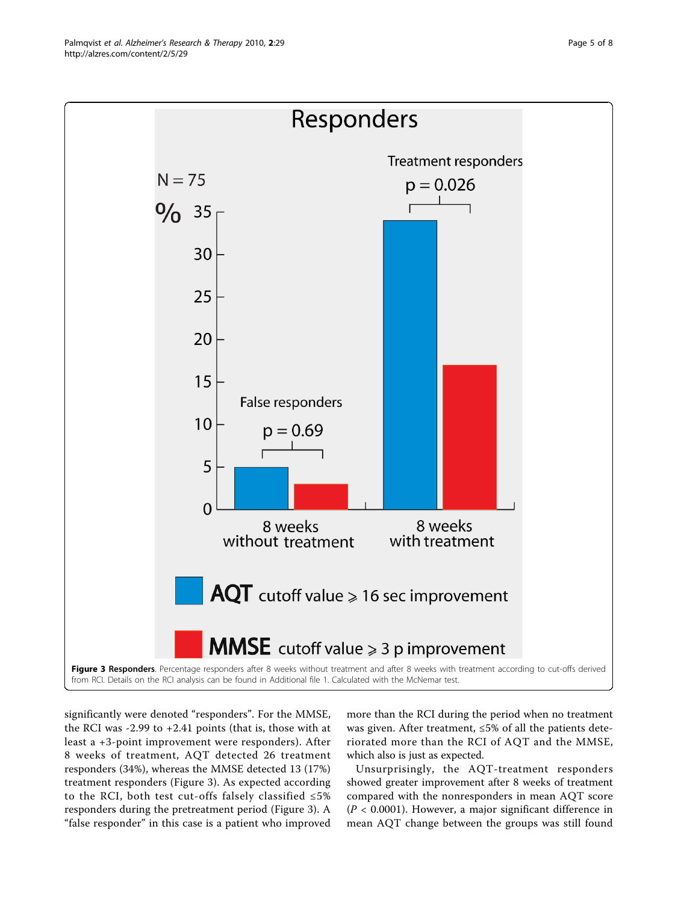**Figure 3 Responders**. Percentage responders after 8 weeks without treatment and after 8 weeks with treatment according to cut-offs derived from RCI. Details on the RCI analysis can be found in Additional file 1. Calculated with the McNemar test.

significantly were denoted "responders". For the MMSE, the RCI was -2.99 to +2.41 points (that is, those with at least a +3-point improvement were responders). After 8 weeks of treatment, AQT detected 26 treatment responders (34%), whereas the MMSE detected 13 (17%) treatment responders (Figure 3). As expected according to the RCI, both test cut-offs falsely classified ≤5% responders during the pretreatment period (Figure 3). A "false responder" in this case is a patient who improved more than the RCI during the period when no treatment was given. After treatment, ≤5% of all the patients deteriorated more than the RCI of AQT and the MMSE, which also is just as expected.

Unsurprisingly, the AQT-treatment responders showed greater improvement after 8 weeks of treatment compared with the nonresponders in mean AQT score ($P < 0.0001$). However, a major significant difference in mean AQT change between the groups was still found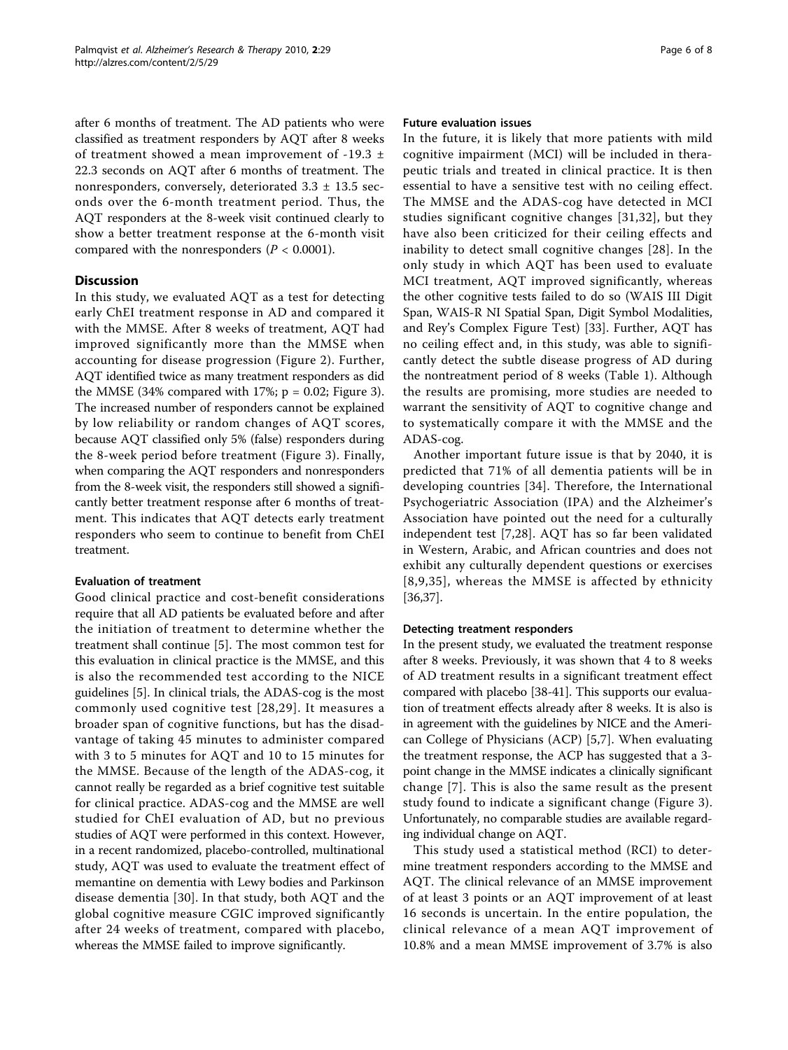after 6 months of treatment. The AD patients who were classified as treatment responders by AQT after 8 weeks of treatment showed a mean improvement of -19.3 ± 22.3 seconds on AQT after 6 months of treatment. The nonresponders, conversely, deteriorated 3.3 ± 13.5 seconds over the 6-month treatment period. Thus, the AQT responders at the 8-week visit continued clearly to show a better treatment response at the 6-month visit compared with the nonresponders ($P < 0.0001$).

## Discussion

In this study, we evaluated AQT as a test for detecting early ChEI treatment response in AD and compared it with the MMSE. After 8 weeks of treatment, AQT had improved significantly more than the MMSE when accounting for disease progression (Figure 2). Further, AQT identified twice as many treatment responders as did the MMSE (34% compared with 17%; $p = 0.02$; Figure 3). The increased number of responders cannot be explained by low reliability or random changes of AQT scores, because AQT classified only 5% (false) responders during the 8-week period before treatment (Figure 3). Finally, when comparing the AQT responders and nonresponders from the 8-week visit, the responders still showed a significantly better treatment response after 6 months of treatment. This indicates that AQT detects early treatment responders who seem to continue to benefit from ChEI treatment.

### Evaluation of treatment

Good clinical practice and cost-benefit considerations require that all AD patients be evaluated before and after the initiation of treatment to determine whether the treatment shall continue [5]. The most common test for this evaluation in clinical practice is the MMSE, and this is also the recommended test according to the NICE guidelines [5]. In clinical trials, the ADAS-cog is the most commonly used cognitive test [28,29]. It measures a broader span of cognitive functions, but has the disadvantage of taking 45 minutes to administer compared with 3 to 5 minutes for AQT and 10 to 15 minutes for the MMSE. Because of the length of the ADAS-cog, it cannot really be regarded as a brief cognitive test suitable for clinical practice. ADAS-cog and the MMSE are well studied for ChEI evaluation of AD, but no previous studies of AQT were performed in this context. However, in a recent randomized, placebo-controlled, multinational study, AQT was used to evaluate the treatment effect of memantine on dementia with Lewy bodies and Parkinson disease dementia [30]. In that study, both AQT and the global cognitive measure CGIC improved significantly after 24 weeks of treatment, compared with placebo, whereas the MMSE failed to improve significantly.

### Future evaluation issues

In the future, it is likely that more patients with mild cognitive impairment (MCI) will be included in therapeutic trials and treated in clinical practice. It is then essential to have a sensitive test with no ceiling effect. The MMSE and the ADAS-cog have detected in MCI studies significant cognitive changes [31,32], but they have also been criticized for their ceiling effects and inability to detect small cognitive changes [28]. In the only study in which AQT has been used to evaluate MCI treatment, AQT improved significantly, whereas the other cognitive tests failed to do so (WAIS III Digit Span, WAIS-R NI Spatial Span, Digit Symbol Modalities, and Rey's Complex Figure Test) [33]. Further, AQT has no ceiling effect and, in this study, was able to significantly detect the subtle disease progress of AD during the nontreatment period of 8 weeks (Table 1). Although the results are promising, more studies are needed to warrant the sensitivity of AQT to cognitive change and to systematically compare it with the MMSE and the ADAS-cog.

Another important future issue is that by 2040, it is predicted that 71% of all dementia patients will be in developing countries [34]. Therefore, the International Psychogeriatric Association (IPA) and the Alzheimer's Association have pointed out the need for a culturally independent test [7,28]. AQT has so far been validated in Western, Arabic, and African countries and does not exhibit any culturally dependent questions or exercises [8,9,35], whereas the MMSE is affected by ethnicity [36,37].

### Detecting treatment responders

In the present study, we evaluated the treatment response after 8 weeks. Previously, it was shown that 4 to 8 weeks of AD treatment results in a significant treatment effect compared with placebo [38-41]. This supports our evaluation of treatment effects already after 8 weeks. It is also is in agreement with the guidelines by NICE and the American College of Physicians (ACP) [5,7]. When evaluating the treatment response, the ACP has suggested that a 3-point change in the MMSE indicates a clinically significant change [7]. This is also the same result as the present study found to indicate a significant change (Figure 3). Unfortunately, no comparable studies are available regarding individual change on AQT.

This study used a statistical method (RCI) to determine treatment responders according to the MMSE and AQT. The clinical relevance of an MMSE improvement of at least 3 points or an AQT improvement of at least 16 seconds is uncertain. In the entire population, the clinical relevance of a mean AQT improvement of 10.8% and a mean MMSE improvement of 3.7% is also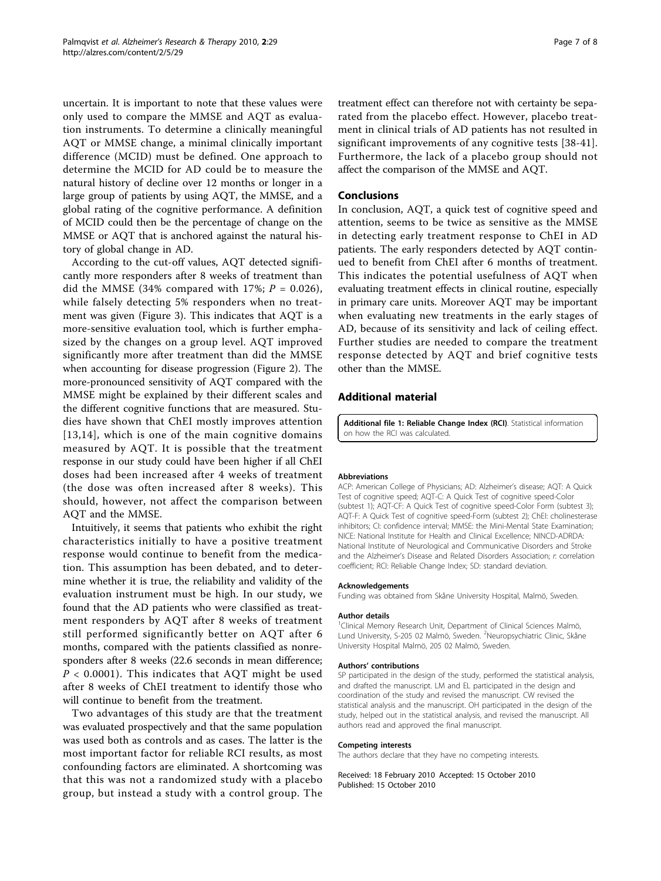uncertain. It is important to note that these values were only used to compare the MMSE and AQT as evaluation instruments. To determine a clinically meaningful AQT or MMSE change, a minimal clinically important difference (MCID) must be defined. One approach to determine the MCID for AD could be to measure the natural history of decline over 12 months or longer in a large group of patients by using AQT, the MMSE, and a global rating of the cognitive performance. A definition of MCID could then be the percentage of change on the MMSE or AQT that is anchored against the natural history of global change in AD.

According to the cut-off values, AQT detected significantly more responders after 8 weeks of treatment than did the MMSE (34% compared with 17%; $P = 0.026$), while falsely detecting 5% responders when no treatment was given (Figure 3). This indicates that AQT is a more-sensitive evaluation tool, which is further emphasized by the changes on a group level. AQT improved significantly more after treatment than did the MMSE when accounting for disease progression (Figure 2). The more-pronounced sensitivity of AQT compared with the MMSE might be explained by their different scales and the different cognitive functions that are measured. Studies have shown that ChEI mostly improves attention [13,14], which is one of the main cognitive domains measured by AQT. It is possible that the treatment response in our study could have been higher if all ChEI doses had been increased after 4 weeks of treatment (the dose was often increased after 8 weeks). This should, however, not affect the comparison between AQT and the MMSE.

Intuitively, it seems that patients who exhibit the right characteristics initially to have a positive treatment response would continue to benefit from the medication. This assumption has been debated, and to determine whether it is true, the reliability and validity of the evaluation instrument must be high. In our study, we found that the AD patients who were classified as treatment responders by AQT after 8 weeks of treatment still performed significantly better on AQT after 6 months, compared with the patients classified as nonresponders after 8 weeks (22.6 seconds in mean difference; $P < 0.0001$). This indicates that AQT might be used after 8 weeks of ChEI treatment to identify those who will continue to benefit from the treatment.

Two advantages of this study are that the treatment was evaluated prospectively and that the same population was used both as controls and as cases. The latter is the most important factor for reliable RCI results, as most confounding factors are eliminated. A shortcoming was that this was not a randomized study with a placebo group, but instead a study with a control group. The treatment effect can therefore not with certainty be separated from the placebo effect. However, placebo treatment in clinical trials of AD patients has not resulted in significant improvements of any cognitive tests [38-41]. Furthermore, the lack of a placebo group should not affect the comparison of the MMSE and AQT.

## Conclusions

In conclusion, AQT, a quick test of cognitive speed and attention, seems to be twice as sensitive as the MMSE in detecting early treatment response to ChEI in AD patients. The early responders detected by AQT continued to benefit from ChEI after 6 months of treatment. This indicates the potential usefulness of AQT when evaluating treatment effects in clinical routine, especially in primary care units. Moreover AQT may be important when evaluating new treatments in the early stages of AD, because of its sensitivity and lack of ceiling effect. Further studies are needed to compare the treatment response detected by AQT and brief cognitive tests other than the MMSE.

## Additional material

**Additional file 1: Reliable Change Index (RCI)**. Statistical information on how the RCI was calculated.

#### Abbreviations

ACP: American College of Physicians; AD: Alzheimer's disease; AQT: A Quick Test of cognitive speed; AQT-C: A Quick Test of cognitive speed-Color (subtest 1); AQT-CF: A Quick Test of cognitive speed-Color Form (subtest 3); AQT-F: A Quick Test of cognitive speed-Form (subtest 2); ChEI: cholinesterase inhibitors; CI: confidence interval; MMSE: the Mini-Mental State Examination; NICE: National Institute for Health and Clinical Excellence; NINCD-ADRDA: National Institute of Neurological and Communicative Disorders and Stroke and the Alzheimer's Disease and Related Disorders Association; *r*: correlation coefficient; RCI: Reliable Change Index; SD: standard deviation.

#### Acknowledgements

Funding was obtained from Skåne University Hospital, Malmö, Sweden.

#### Author details

[1]Clinical Memory Research Unit, Department of Clinical Sciences Malmö, Lund University, S-205 02 Malmö, Sweden. [2]Neuropsychiatric Clinic, Skåne University Hospital Malmö, 205 02 Malmö, Sweden.

#### Authors' contributions

SP participated in the design of the study, performed the statistical analysis, and drafted the manuscript. LM and EL participated in the design and coordination of the study and revised the manuscript. CW revised the statistical analysis and the manuscript. OH participated in the design of the study, helped out in the statistical analysis, and revised the manuscript. All authors read and approved the final manuscript.

#### Competing interests

The authors declare that they have no competing interests.

Received: 18 February 2010 Accepted: 15 October 2010
Published: 15 October 2010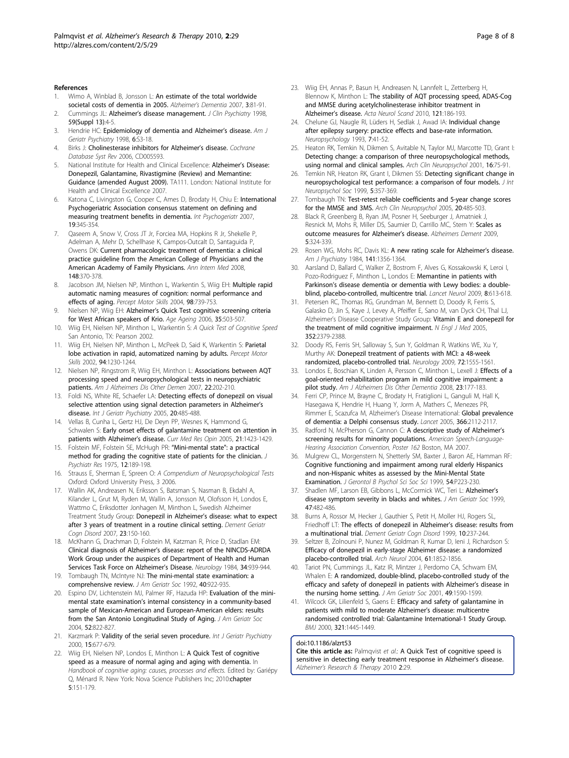## References

1. Wimo A, Winblad B, Jonsson L: **An estimate of the total worldwide societal costs of dementia in 2005.** *Alzheimer's Dementia* 2007, **3**:81-91.
2. Cummings JL: **Alzheimer's disease management.** *J Clin Psychiatry* 1998, **59(Suppl 13)**:4-5.
3. Hendrie HC: **Epidemiology of dementia and Alzheimer's disease.** *Am J Geriatr Psychiatry* 1998, **6**:S3-18.
4. Birks J: **Cholinesterase inhibitors for Alzheimer's disease.** *Cochrane Database Syst Rev* 2006, CD005593.
5. National Institute for Health and Clinical Excellence: **Alzheimer's Disease: Donepezil, Galantamine, Rivastigmine (Review) and Memantine: Guidance (amended August 2009).** TA111. London: National Institute for Health and Clinical Excellence 2007.
6. Katona C, Livingston G, Cooper C, Ames D, Brodaty H, Chiu E: **International Psychogeriatric Association consensus statement on defining and measuring treatment benefits in dementia.** *Int Psychogeriatr* 2007, **19**:345-354.
7. Qaseem A, Snow V, Cross JT Jr, Forciea MA, Hopkins R Jr, Shekelle P, Adelman A, Mehr D, Schellhase K, Campos-Outcalt D, Santaguida P, Owens DK: **Current pharmacologic treatment of dementia: a clinical practice guideline from the American College of Physicians and the American Academy of Family Physicians.** *Ann Intern Med* 2008, **148**:370-378.
8. Jacobson JM, Nielsen NP, Minthon L, Warkentin S, Wiig EH: **Multiple rapid automatic naming measures of cognition: normal performance and effects of aging.** *Percept Motor Skills* 2004, **98**:739-753.
9. Nielsen NP, Wiig EH: **Alzheimer's Quick Test cognitive screening criteria for West African speakers of Krio.** *Age Ageing* 2006, **35**:503-507.
10. Wiig EH, Nielsen NP, Minthon L, Warkentin S: *A Quick Test of Cognitive Speed* San Antonio, TX: Pearson 2002.
11. Wiig EH, Nielsen NP, Minthon L, McPeek D, Said K, Warkentin S: **Parietal lobe activation in rapid, automatized naming by adults.** *Percept Motor Skills* 2002, **94**:1230-1244.
12. Nielsen NP, Ringstrom R, Wiig EH, Minthon L: **Associations between AQT processing speed and neuropsychological tests in neuropsychiatric patients.** *Am J Alzheimers Dis Other Demen* 2007, **22**:202-210.
13. Foldi NS, White RE, Schaefer LA: **Detecting effects of donepezil on visual selective attention using signal detection parameters in Alzheimer's disease.** *Int J Geriatr Psychiatry* 2005, **20**:485-488.
14. Vellas B, Cunha L, Gertz HJ, De Deyn PP, Wesnes K, Hammond G, Schwalen S: **Early onset effects of galantamine treatment on attention in patients with Alzheimer's disease.** *Curr Med Res Opin* 2005, **21**:1423-1429.
15. Folstein MF, Folstein SE, McHugh PR: **"Mini-mental state": a practical method for grading the cognitive state of patients for the clinician.** *J Psychiatr Res* 1975, **12**:189-198.
16. Strauss E, Sherman E, Spreen O: *A Compendium of Neuropsychological Tests* Oxford: Oxford University Press, 3 2006.
17. Wallin AK, Andreasen N, Eriksson S, Batsman S, Nasman B, Ekdahl A, Kilander L, Grut M, Ryden M, Wallin A, Jonsson M, Olofsson H, Londos E, Wattmo C, Eriksdotter Jonhagen M, Minthon L, Swedish Alzheimer Treatment Study Group: **Donepezil in Alzheimer's disease: what to expect after 3 years of treatment in a routine clinical setting.** *Dement Geriatr Cogn Disord* 2007, **23**:150-160.
18. McKhann G, Drachman D, Folstein M, Katzman R, Price D, Stadlan EM: **Clinical diagnosis of Alzheimer's disease: report of the NINCDS-ADRDA Work Group under the auspices of Department of Health and Human Services Task Force on Alzheimer's Disease.** *Neurology* 1984, **34**:939-944.
19. Tombaugh TN, McIntyre NJ: **The mini-mental state examination: a comprehensive review.** *J Am Geriatr Soc* 1992, **40**:922-935.
20. Espino DV, Lichtenstein MJ, Palmer RF, Hazuda HP: **Evaluation of the mini-mental state examination's internal consistency in a community-based sample of Mexican-American and European-American elders: results from the San Antonio Longitudinal Study of Aging.** *J Am Geriatr Soc* 2004, **52**:822-827.
21. Karzmark P: **Validity of the serial seven procedure.** *Int J Geriatr Psychiatry* 2000, **15**:677-679.
22. Wiig EH, Nielsen NP, Londos E, Minthon L: **A Quick Test of cognitive speed as a measure of normal aging and aging with dementia.** In *Handbook of cognitive aging: causes, processes and effects.* Edited by: Gariépy Q, Ménard R. New York: Nova Science Publishers Inc; 2010:**chapter 5**:151-179.
23. Wiig EH, Annas P, Basun H, Andreasen N, Lannfelt L, Zetterberg H, Blennow K, Minthon L: **The stability of AQT processing speed, ADAS-Cog and MMSE during acetylcholinesterase inhibitor treatment in Alzheimer's disease.** *Acta Neurol Scand* 2010, **121**:186-193.
24. Chelune GJ, Naugle RI, Lüders H, Sedlak J, Awad IA: **Individual change after epilepsy surgery: practice effects and base-rate information.** *Neuropsychology* 1993, **7**:41-52.
25. Heaton RK, Temkin N, Dikmen S, Avitable N, Taylor MJ, Marcotte TD, Grant I: **Detecting change: a comparison of three neuropsychological methods, using normal and clinical samples.** *Arch Clin Neuropsychol* 2001, **16**:75-91.
26. Temkin NR, Heaton RK, Grant I, Dikmen SS: **Detecting significant change in neuropsychological test performance: a comparison of four models.** *J Int Neuropsychol Soc* 1999, **5**:357-369.
27. Tombaugh TN: **Test-retest reliable coefficients and 5-year change scores for the MMSE and 3MS.** *Arch Clin Neuropsychol* 2005, **20**:485-503.
28. Black R, Greenberg B, Ryan JM, Posner H, Seeburger J, Amatniek J, Resnick M, Mohs R, Miller DS, Saumier D, Carrillo MC, Stern Y: **Scales as outcome measures for Alzheimer's disease.** *Alzheimers Dement* 2009, **5**:324-339.
29. Rosen WG, Mohs RC, Davis KL: **A new rating scale for Alzheimer's disease.** *Am J Psychiatry* 1984, **141**:1356-1364.
30. Aarsland D, Ballard C, Walker Z, Bostrom F, Alves G, Kossakowski K, Leroi I, Pozo-Rodriguez F, Minthon L, Londos E: **Memantine in patients with Parkinson's disease dementia or dementia with Lewy bodies: a double-blind, placebo-controlled, multicentre trial.** *Lancet Neurol* 2009, **8**:613-618.
31. Petersen RC, Thomas RG, Grundman M, Bennett D, Doody R, Ferris S, Galasko D, Jin S, Kaye J, Levey A, Pfeiffer E, Sano M, van Dyck CH, Thal LJ, Alzheimer's Disease Cooperative Study Group: **Vitamin E and donepezil for the treatment of mild cognitive impairment.** *N Engl J Med* 2005, **352**:2379-2388.
32. Doody RS, Ferris SH, Salloway S, Sun Y, Goldman R, Watkins WE, Xu Y, Murthy AK: **Donepezil treatment of patients with MCI: a 48-week randomized, placebo-controlled trial.** *Neurology* 2009, **72**:1555-1561.
33. Londos E, Boschian K, Linden A, Persson C, Minthon L, Lexell J: **Effects of a goal-oriented rehabilitation program in mild cognitive impairment: a pilot study.** *Am J Alzheimers Dis Other Dementia* 2008, **23**:177-183.
34. Ferri CP, Prince M, Brayne C, Brodaty H, Fratiglioni L, Ganguli M, Hall K, Hasegawa K, Hendrie H, Huang Y, Jorm A, Mathers C, Menezes PR, Rimmer E, Scazufca M, Alzheimer's Disease International: **Global prevalence of dementia: a Delphi consensus study.** *Lancet* 2005, **366**:2112-2117.
35. Radford N, McPherson G, Cannon C: **A descriptive study of Alzheimer's screening results for minority populations.** *American Speech-Language-Hearing Association Convention, Poster 162* Boston, MA 2007.
36. Mulgrew CL, Morgenstern N, Shetterly SM, Baxter J, Baron AE, Hamman RF: **Cognitive functioning and impairment among rural elderly Hispanics and non-Hispanic whites as assessed by the Mini-Mental State Examination.** *J Gerontol B Psychol Sci Soc Sci* 1999, **54**:P223-230.
37. Shadlen MF, Larson EB, Gibbons L, McCormick WC, Teri L: **Alzheimer's disease symptom severity in blacks and whites.** *J Am Geriatr Soc* 1999, **47**:482-486.
38. Burns A, Rossor M, Hecker J, Gauthier S, Petit H, Moller HJ, Rogers SL, Friedhoff LT: **The effects of donepezil in Alzheimer's disease: results from a multinational trial.** *Dement Geriatr Cogn Disord* 1999, **10**:237-244.
39. Seltzer B, Zolnouni P, Nunez M, Goldman R, Kumar D, Ieni J, Richardson S: **Efficacy of donepezil in early-stage Alzheimer disease: a randomized placebo-controlled trial.** *Arch Neurol* 2004, **61**:1852-1856.
40. Tariot PN, Cummings JL, Katz IR, Mintzer J, Perdomo CA, Schwam EM, Whalen E: **A randomized, double-blind, placebo-controlled study of the efficacy and safety of donepezil in patients with Alzheimer's disease in the nursing home setting.** *J Am Geriatr Soc* 2001, **49**:1590-1599.
41. Wilcock GK, Lilienfeld S, Gaens E: **Efficacy and safety of galantamine in patients with mild to moderate Alzheimer's disease: multicentre randomised controlled trial: Galantamine International-1 Study Group.** *BMJ* 2000, **321**:1445-1449.

doi:10.1186/alzrt53

**Cite this article as:** Palmqvist *et al.*: A Quick Test of cognitive speed is sensitive in detecting early treatment response in Alzheimer's disease. *Alzheimer's Research & Therapy* 2010 **2**:29.